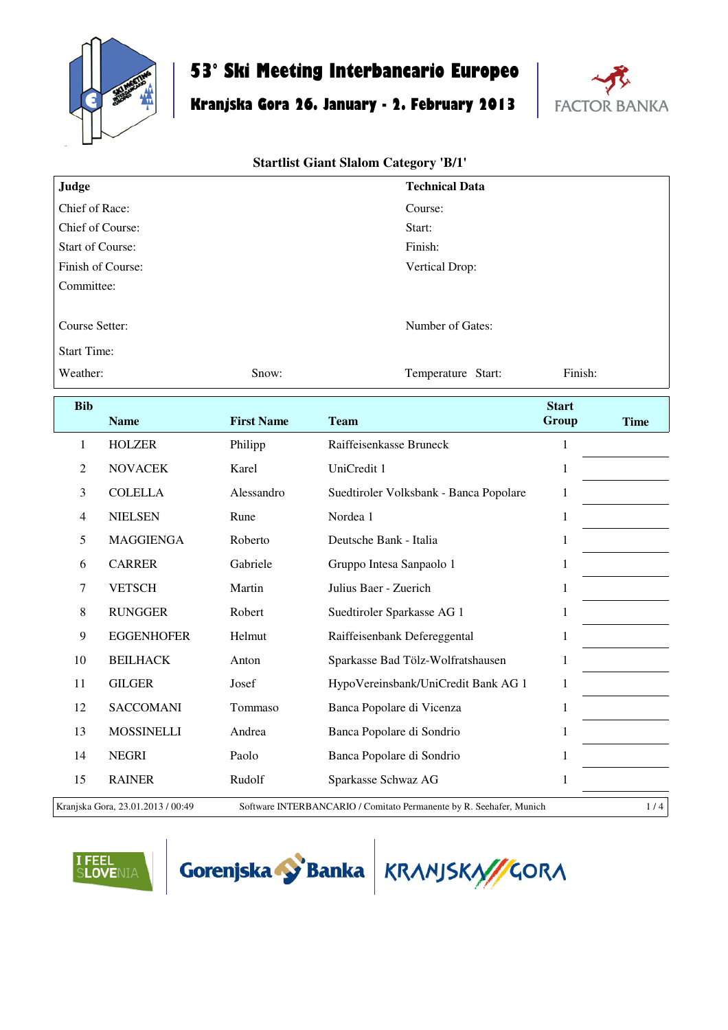# 53° Ski Meeting Interbancario Europeo

## Kranjska Gora 26. January - 2. February 2013

FACTOR BANKA

### Startlist Giant Slalom Category 'B/1'

| **Judge** | | **Technical Data** | |
|---|---|---|---|
| Chief of Race: | | Course: | |
| Chief of Course: | | Start: | |
| Start of Course: | | Finish: | |
| Finish of Course: | | Vertical Drop: | |
| Committee: | | | |
| Course Setter: | | Number of Gates: | |
| Start Time: | | | |
| Weather: | Snow: | Temperature Start: | Finish: |

| Bib | Name | First Name | Team | Start Group | Time |
|---|---|---|---|---|---|
| 1 | HOLZER | Philipp | Raiffeisenkasse Bruneck | 1 | |
| 2 | NOVACEK | Karel | UniCredit 1 | 1 | |
| 3 | COLELLA | Alessandro | Suedtiroler Volksbank - Banca Popolare | 1 | |
| 4 | NIELSEN | Rune | Nordea 1 | 1 | |
| 5 | MAGGIENGA | Roberto | Deutsche Bank - Italia | 1 | |
| 6 | CARRER | Gabriele | Gruppo Intesa Sanpaolo 1 | 1 | |
| 7 | VETSCH | Martin | Julius Baer - Zuerich | 1 | |
| 8 | RUNGGER | Robert | Suedtiroler Sparkasse AG 1 | 1 | |
| 9 | EGGENHOFER | Helmut | Raiffeisenbank Defereggental | 1 | |
| 10 | BEILHACK | Anton | Sparkasse Bad Tölz-Wolfratshausen | 1 | |
| 11 | GILGER | Josef | HypoVereinsbank/UniCredit Bank AG 1 | 1 | |
| 12 | SACCOMANI | Tommaso | Banca Popolare di Vicenza | 1 | |
| 13 | MOSSINELLI | Andrea | Banca Popolare di Sondrio | 1 | |
| 14 | NEGRI | Paolo | Banca Popolare di Sondrio | 1 | |
| 15 | RAINER | Rudolf | Sparkasse Schwaz AG | 1 | |

Kranjska Gora, 23.01.2013 / 00:49 — Software INTERBANCARIO / Comitato Permanente by R. Seehafer, Munich

I FEEL SLOVENIA — Gorenjska Banka — KRANJSKA GORA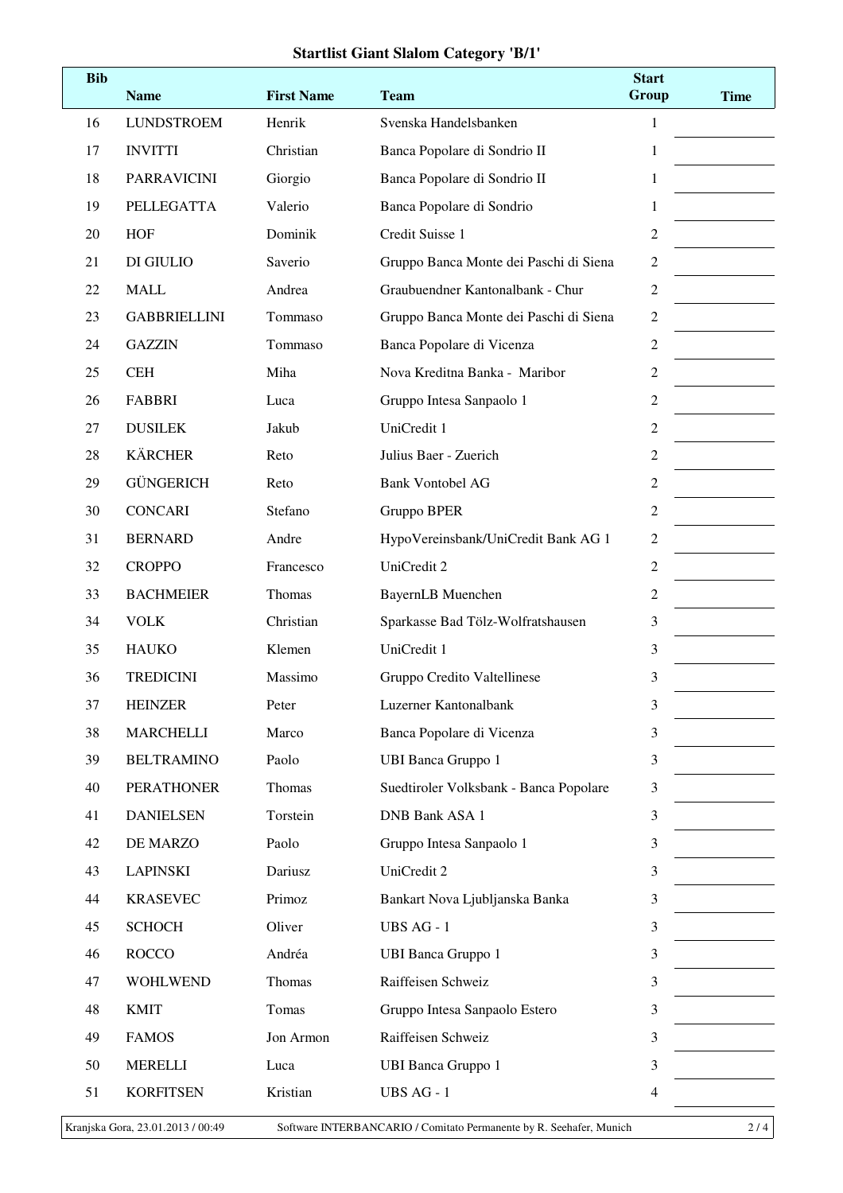# Startlist Giant Slalom Category 'B/1'

| Bib | Name | First Name | Team | Start Group | Time |
|---|---|---|---|---|---|
| 16 | LUNDSTROEM | Henrik | Svenska Handelsbanken | 1 | |
| 17 | INVITTI | Christian | Banca Popolare di Sondrio II | 1 | |
| 18 | PARRAVICINI | Giorgio | Banca Popolare di Sondrio II | 1 | |
| 19 | PELLEGATTA | Valerio | Banca Popolare di Sondrio | 1 | |
| 20 | HOF | Dominik | Credit Suisse 1 | 2 | |
| 21 | DI GIULIO | Saverio | Gruppo Banca Monte dei Paschi di Siena | 2 | |
| 22 | MALL | Andrea | Graubuendner Kantonalbank - Chur | 2 | |
| 23 | GABBRIELLINI | Tommaso | Gruppo Banca Monte dei Paschi di Siena | 2 | |
| 24 | GAZZIN | Tommaso | Banca Popolare di Vicenza | 2 | |
| 25 | CEH | Miha | Nova Kreditna Banka - Maribor | 2 | |
| 26 | FABBRI | Luca | Gruppo Intesa Sanpaolo 1 | 2 | |
| 27 | DUSILEK | Jakub | UniCredit 1 | 2 | |
| 28 | KÄRCHER | Reto | Julius Baer - Zuerich | 2 | |
| 29 | GÜNGERICH | Reto | Bank Vontobel AG | 2 | |
| 30 | CONCARI | Stefano | Gruppo BPER | 2 | |
| 31 | BERNARD | Andre | HypoVereinsbank/UniCredit Bank AG 1 | 2 | |
| 32 | CROPPO | Francesco | UniCredit 2 | 2 | |
| 33 | BACHMEIER | Thomas | BayernLB Muenchen | 2 | |
| 34 | VOLK | Christian | Sparkasse Bad Tölz-Wolfratshausen | 3 | |
| 35 | HAUKO | Klemen | UniCredit 1 | 3 | |
| 36 | TREDICINI | Massimo | Gruppo Credito Valtellinese | 3 | |
| 37 | HEINZER | Peter | Luzerner Kantonalbank | 3 | |
| 38 | MARCHELLI | Marco | Banca Popolare di Vicenza | 3 | |
| 39 | BELTRAMINO | Paolo | UBI Banca Gruppo 1 | 3 | |
| 40 | PERATHONER | Thomas | Suedtiroler Volksbank - Banca Popolare | 3 | |
| 41 | DANIELSEN | Torstein | DNB Bank ASA 1 | 3 | |
| 42 | DE MARZO | Paolo | Gruppo Intesa Sanpaolo 1 | 3 | |
| 43 | LAPINSKI | Dariusz | UniCredit 2 | 3 | |
| 44 | KRASEVEC | Primoz | Bankart Nova Ljubljanska Banka | 3 | |
| 45 | SCHOCH | Oliver | UBS AG - 1 | 3 | |
| 46 | ROCCO | Andréa | UBI Banca Gruppo 1 | 3 | |
| 47 | WOHLWEND | Thomas | Raiffeisen Schweiz | 3 | |
| 48 | KMIT | Tomas | Gruppo Intesa Sanpaolo Estero | 3 | |
| 49 | FAMOS | Jon Armon | Raiffeisen Schweiz | 3 | |
| 50 | MERELLI | Luca | UBI Banca Gruppo 1 | 3 | |
| 51 | KORFITSEN | Kristian | UBS AG - 1 | 4 | |

Kranjska Gora, 23.01.2013 / 00:49 Software INTERBANCARIO / Comitato Permanente by R. Seehafer, Munich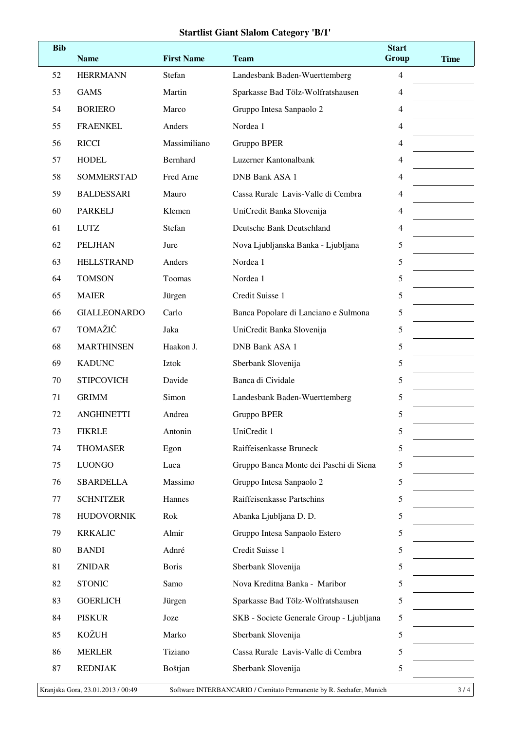# Startlist Giant Slalom Category 'B/1'

| Bib | Name | First Name | Team | Start Group | Time |
|---|---|---|---|---|---|
| 52 | HERRMANN | Stefan | Landesbank Baden-Wuerttemberg | 4 | |
| 53 | GAMS | Martin | Sparkasse Bad Tölz-Wolfratshausen | 4 | |
| 54 | BORIERO | Marco | Gruppo Intesa Sanpaolo 2 | 4 | |
| 55 | FRAENKEL | Anders | Nordea 1 | 4 | |
| 56 | RICCI | Massimiliano | Gruppo BPER | 4 | |
| 57 | HODEL | Bernhard | Luzerner Kantonalbank | 4 | |
| 58 | SOMMERSTAD | Fred Arne | DNB Bank ASA 1 | 4 | |
| 59 | BALDESSARI | Mauro | Cassa Rurale Lavis-Valle di Cembra | 4 | |
| 60 | PARKELJ | Klemen | UniCredit Banka Slovenija | 4 | |
| 61 | LUTZ | Stefan | Deutsche Bank Deutschland | 4 | |
| 62 | PELJHAN | Jure | Nova Ljubljanska Banka - Ljubljana | 5 | |
| 63 | HELLSTRAND | Anders | Nordea 1 | 5 | |
| 64 | TOMSON | Toomas | Nordea 1 | 5 | |
| 65 | MAIER | Jürgen | Credit Suisse 1 | 5 | |
| 66 | GIALLEONARDO | Carlo | Banca Popolare di Lanciano e Sulmona | 5 | |
| 67 | TOMAŽIČ | Jaka | UniCredit Banka Slovenija | 5 | |
| 68 | MARTHINSEN | Haakon J. | DNB Bank ASA 1 | 5 | |
| 69 | KADUNC | Iztok | Sberbank Slovenija | 5 | |
| 70 | STIPCOVICH | Davide | Banca di Cividale | 5 | |
| 71 | GRIMM | Simon | Landesbank Baden-Wuerttemberg | 5 | |
| 72 | ANGHINETTI | Andrea | Gruppo BPER | 5 | |
| 73 | FIKRLE | Antonin | UniCredit 1 | 5 | |
| 74 | THOMASER | Egon | Raiffeisenkasse Bruneck | 5 | |
| 75 | LUONGO | Luca | Gruppo Banca Monte dei Paschi di Siena | 5 | |
| 76 | SBARDELLA | Massimo | Gruppo Intesa Sanpaolo 2 | 5 | |
| 77 | SCHNITZER | Hannes | Raiffeisenkasse Partschins | 5 | |
| 78 | HUDOVORNIK | Rok | Abanka Ljubljana D. D. | 5 | |
| 79 | KRKALIC | Almir | Gruppo Intesa Sanpaolo Estero | 5 | |
| 80 | BANDI | Adnré | Credit Suisse 1 | 5 | |
| 81 | ZNIDAR | Boris | Sberbank Slovenija | 5 | |
| 82 | STONIC | Samo | Nova Kreditna Banka - Maribor | 5 | |
| 83 | GOERLICH | Jürgen | Sparkasse Bad Tölz-Wolfratshausen | 5 | |
| 84 | PISKUR | Joze | SKB - Societe Generale Group - Ljubljana | 5 | |
| 85 | KOŽUH | Marko | Sberbank Slovenija | 5 | |
| 86 | MERLER | Tiziano | Cassa Rurale Lavis-Valle di Cembra | 5 | |
| 87 | REDNJAK | Boštjan | Sberbank Slovenija | 5 | |

Kranjska Gora, 23.01.2013 / 00:49 — Software INTERBANCARIO / Comitato Permanente by R. Seehafer, Munich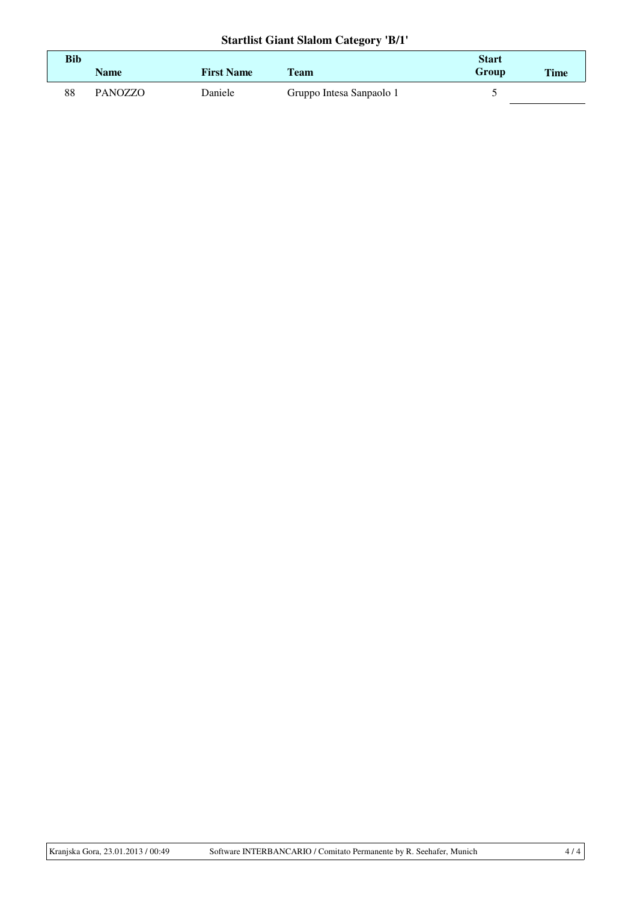**Startlist Giant Slalom Category 'B/1'**

| Bib | Name | First Name | Team | Start Group | Time |
|---|---|---|---|---|---|
| 88 | PANOZZO | Daniele | Gruppo Intesa Sanpaolo 1 | 5 | |

Kranjska Gora, 23.01.2013 / 00:49 Software INTERBANCARIO / Comitato Permanente by R. Seehafer, Munich